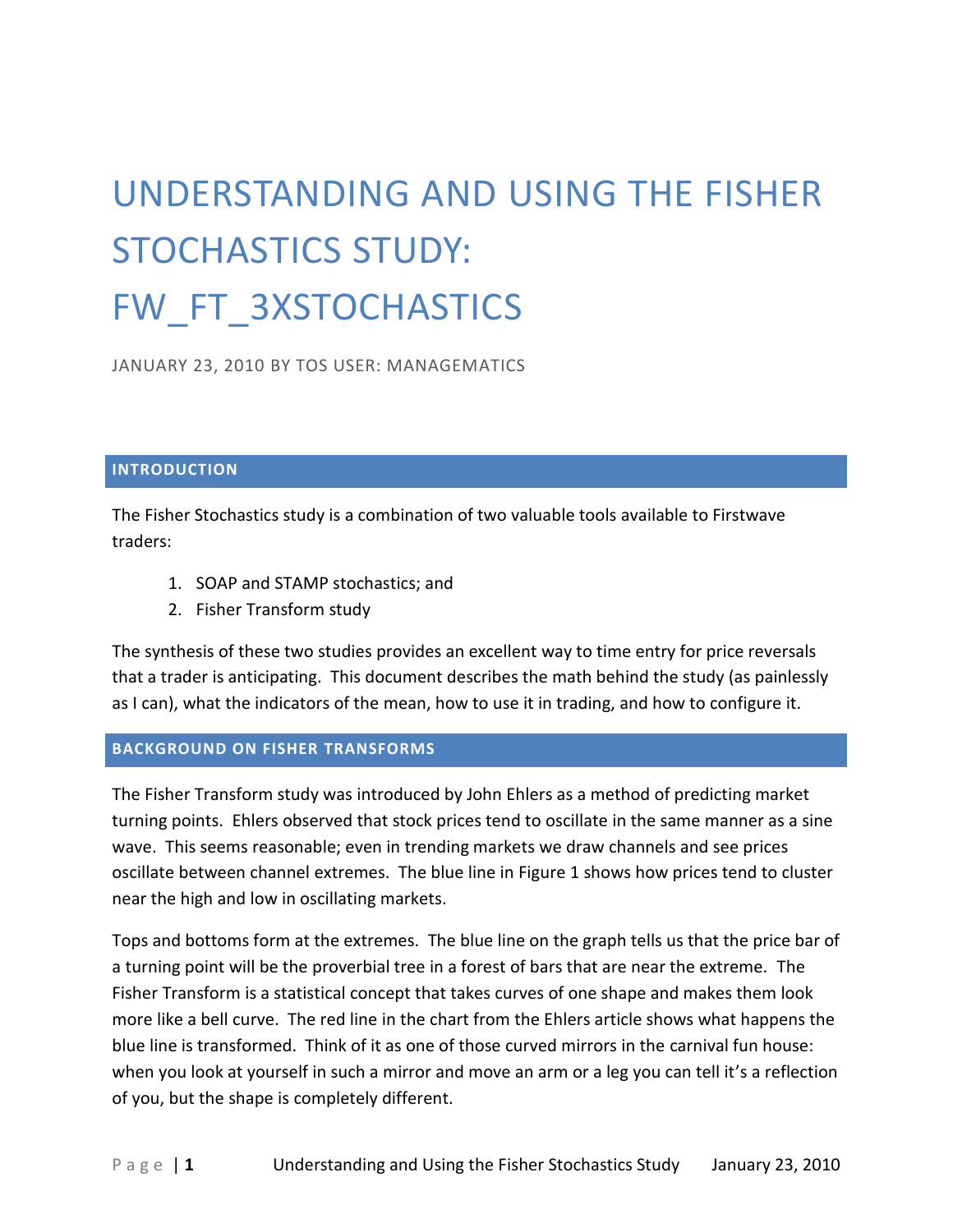# UNDERSTANDING AND USING THE FISHER STOCHASTICS STUDY: FW_FT_3XSTOCHASTICS

JANUARY 23, 2010 BY TOS USER: MANAGEMATICS

## INTRODUCTION

The Fisher Stochastics study is a combination of two valuable tools available to Firstwave traders:

1. SOAP and STAMP stochastics; and
2. Fisher Transform study

The synthesis of these two studies provides an excellent way to time entry for price reversals that a trader is anticipating. This document describes the math behind the study (as painlessly as I can), what the indicators of the mean, how to use it in trading, and how to configure it.

## BACKGROUND ON FISHER TRANSFORMS

The Fisher Transform study was introduced by John Ehlers as a method of predicting market turning points. Ehlers observed that stock prices tend to oscillate in the same manner as a sine wave. This seems reasonable; even in trending markets we draw channels and see prices oscillate between channel extremes. The blue line in Figure 1 shows how prices tend to cluster near the high and low in oscillating markets.

Tops and bottoms form at the extremes. The blue line on the graph tells us that the price bar of a turning point will be the proverbial tree in a forest of bars that are near the extreme. The Fisher Transform is a statistical concept that takes curves of one shape and makes them look more like a bell curve. The red line in the chart from the Ehlers article shows what happens the blue line is transformed. Think of it as one of those curved mirrors in the carnival fun house: when you look at yourself in such a mirror and move an arm or a leg you can tell it's a reflection of you, but the shape is completely different.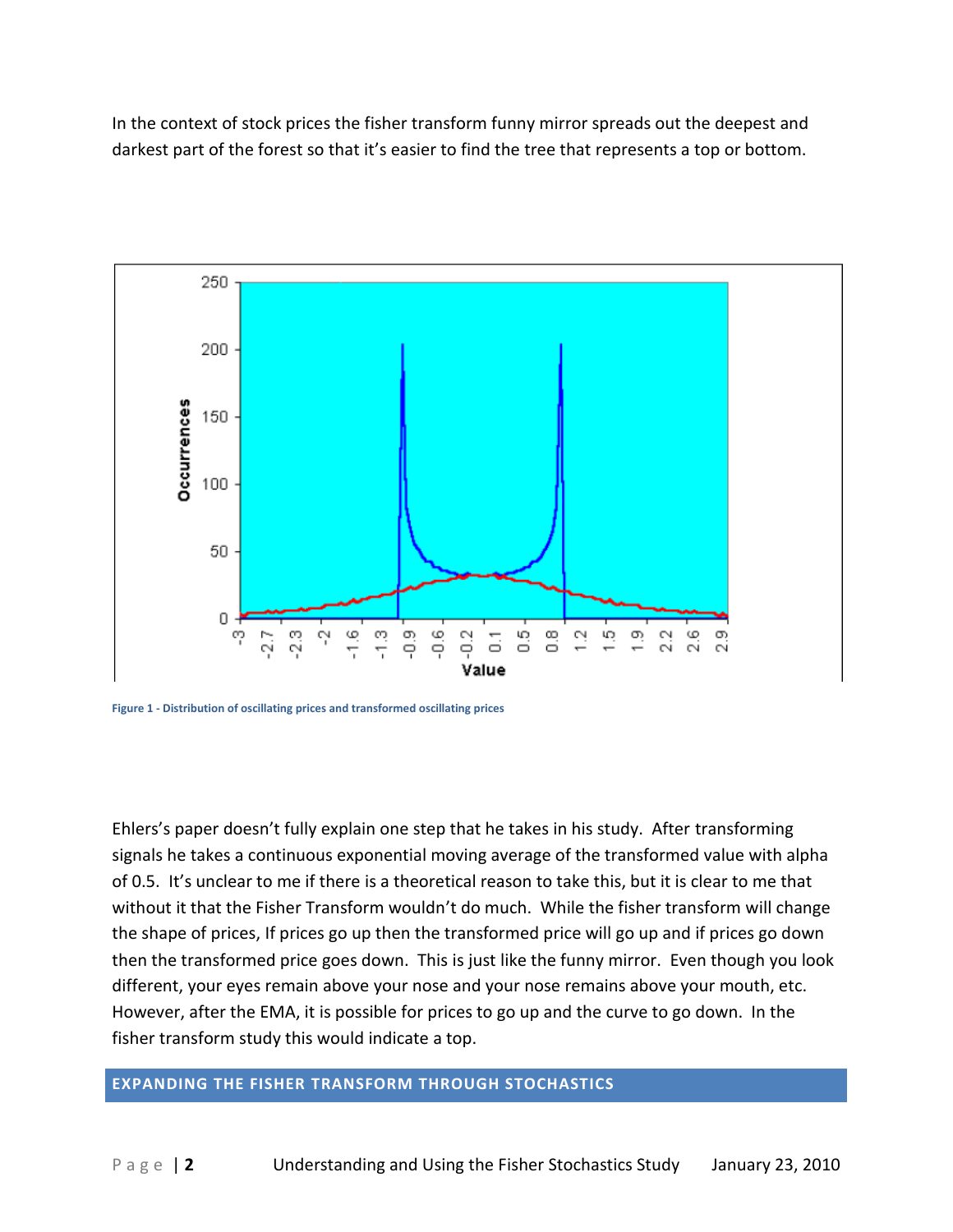In the context of stock prices the fisher transform funny mirror spreads out the deepest and darkest part of the forest so that it's easier to find the tree that represents a top or bottom.

Figure 1 - Distribution of oscillating prices and transformed oscillating prices

Ehlers's paper doesn't fully explain one step that he takes in his study. After transforming signals he takes a continuous exponential moving average of the transformed value with alpha of 0.5. It's unclear to me if there is a theoretical reason to take this, but it is clear to me that without it that the Fisher Transform wouldn't do much. While the fisher transform will change the shape of prices, If prices go up then the transformed price will go up and if prices go down then the transformed price goes down. This is just like the funny mirror. Even though you look different, your eyes remain above your nose and your nose remains above your mouth, etc. However, after the EMA, it is possible for prices to go up and the curve to go down. In the fisher transform study this would indicate a top.

## EXPANDING THE FISHER TRANSFORM THROUGH STOCHASTICS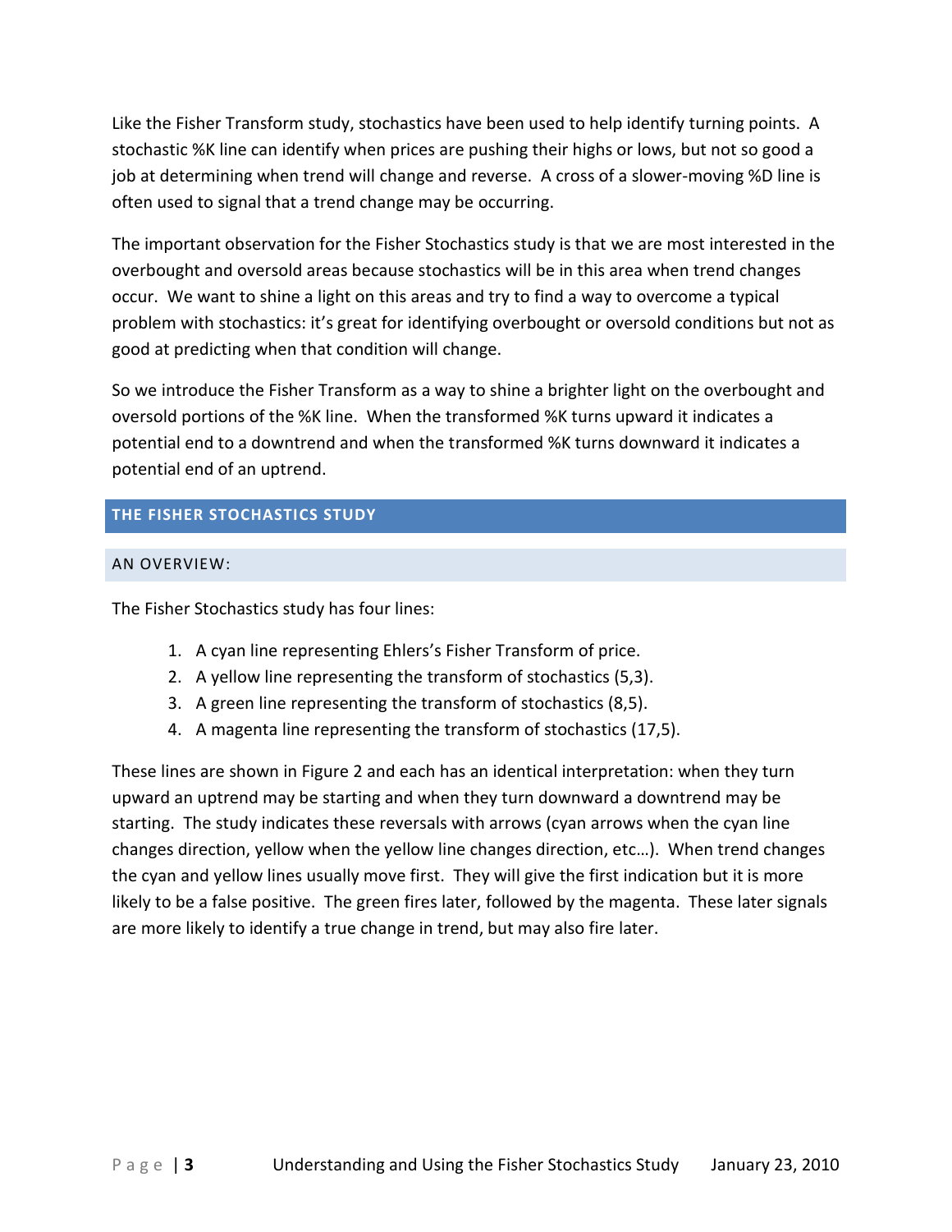Like the Fisher Transform study, stochastics have been used to help identify turning points. A stochastic %K line can identify when prices are pushing their highs or lows, but not so good a job at determining when trend will change and reverse. A cross of a slower-moving %D line is often used to signal that a trend change may be occurring.

The important observation for the Fisher Stochastics study is that we are most interested in the overbought and oversold areas because stochastics will be in this area when trend changes occur. We want to shine a light on this areas and try to find a way to overcome a typical problem with stochastics: it's great for identifying overbought or oversold conditions but not as good at predicting when that condition will change.

So we introduce the Fisher Transform as a way to shine a brighter light on the overbought and oversold portions of the %K line. When the transformed %K turns upward it indicates a potential end to a downtrend and when the transformed %K turns downward it indicates a potential end of an uptrend.

## THE FISHER STOCHASTICS STUDY

### AN OVERVIEW:

The Fisher Stochastics study has four lines:

1. A cyan line representing Ehlers's Fisher Transform of price.
2. A yellow line representing the transform of stochastics (5,3).
3. A green line representing the transform of stochastics (8,5).
4. A magenta line representing the transform of stochastics (17,5).

These lines are shown in Figure 2 and each has an identical interpretation: when they turn upward an uptrend may be starting and when they turn downward a downtrend may be starting. The study indicates these reversals with arrows (cyan arrows when the cyan line changes direction, yellow when the yellow line changes direction, etc…). When trend changes the cyan and yellow lines usually move first. They will give the first indication but it is more likely to be a false positive. The green fires later, followed by the magenta. These later signals are more likely to identify a true change in trend, but may also fire later.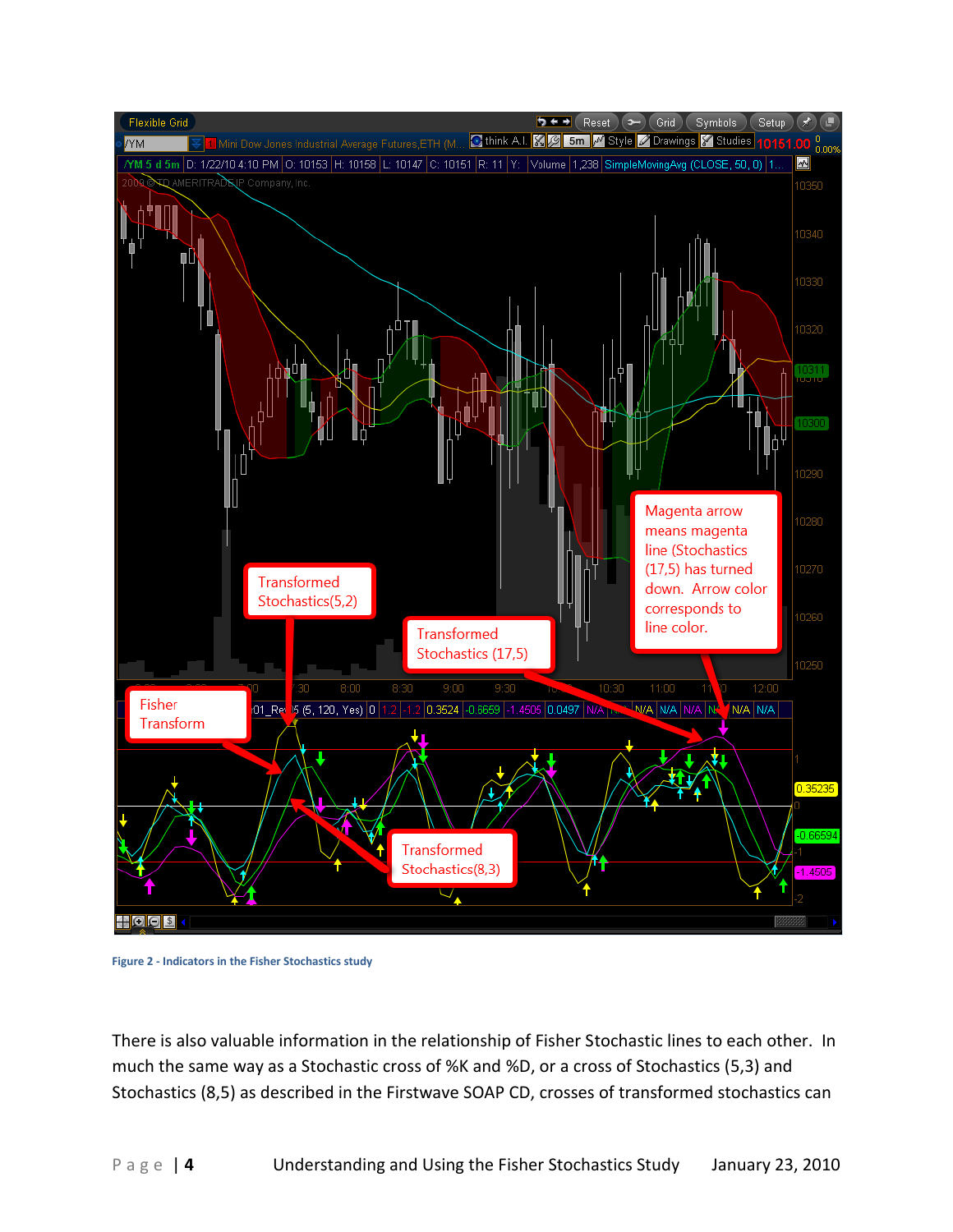Figure 2 - Indicators in the Fisher Stochastics study

There is also valuable information in the relationship of Fisher Stochastic lines to each other. In much the same way as a Stochastic cross of %K and %D, or a cross of Stochastics (5,3) and Stochastics (8,5) as described in the Firstwave SOAP CD, crosses of transformed stochastics can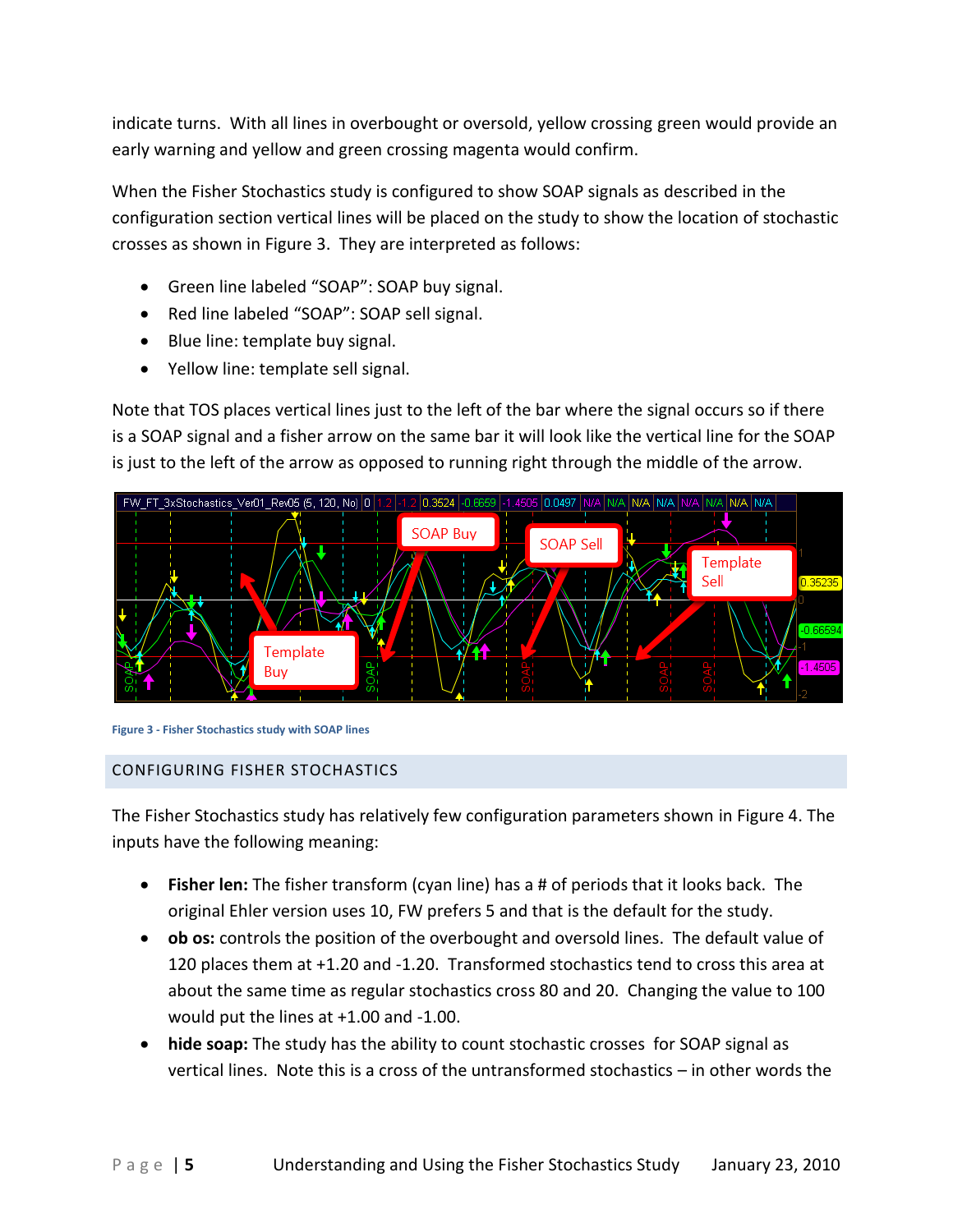indicate turns. With all lines in overbought or oversold, yellow crossing green would provide an early warning and yellow and green crossing magenta would confirm.

When the Fisher Stochastics study is configured to show SOAP signals as described in the configuration section vertical lines will be placed on the study to show the location of stochastic crosses as shown in Figure 3. They are interpreted as follows:

- Green line labeled "SOAP": SOAP buy signal.
- Red line labeled "SOAP": SOAP sell signal.
- Blue line: template buy signal.
- Yellow line: template sell signal.

Note that TOS places vertical lines just to the left of the bar where the signal occurs so if there is a SOAP signal and a fisher arrow on the same bar it will look like the vertical line for the SOAP is just to the left of the arrow as opposed to running right through the middle of the arrow.

Figure 3 - Fisher Stochastics study with SOAP lines

## CONFIGURING FISHER STOCHASTICS

The Fisher Stochastics study has relatively few configuration parameters shown in Figure 4. The inputs have the following meaning:

- **Fisher len:** The fisher transform (cyan line) has a # of periods that it looks back. The original Ehler version uses 10, FW prefers 5 and that is the default for the study.
- **ob os:** controls the position of the overbought and oversold lines. The default value of 120 places them at +1.20 and -1.20. Transformed stochastics tend to cross this area at about the same time as regular stochastics cross 80 and 20. Changing the value to 100 would put the lines at +1.00 and -1.00.
- **hide soap:** The study has the ability to count stochastic crosses for SOAP signal as vertical lines. Note this is a cross of the untransformed stochastics – in other words the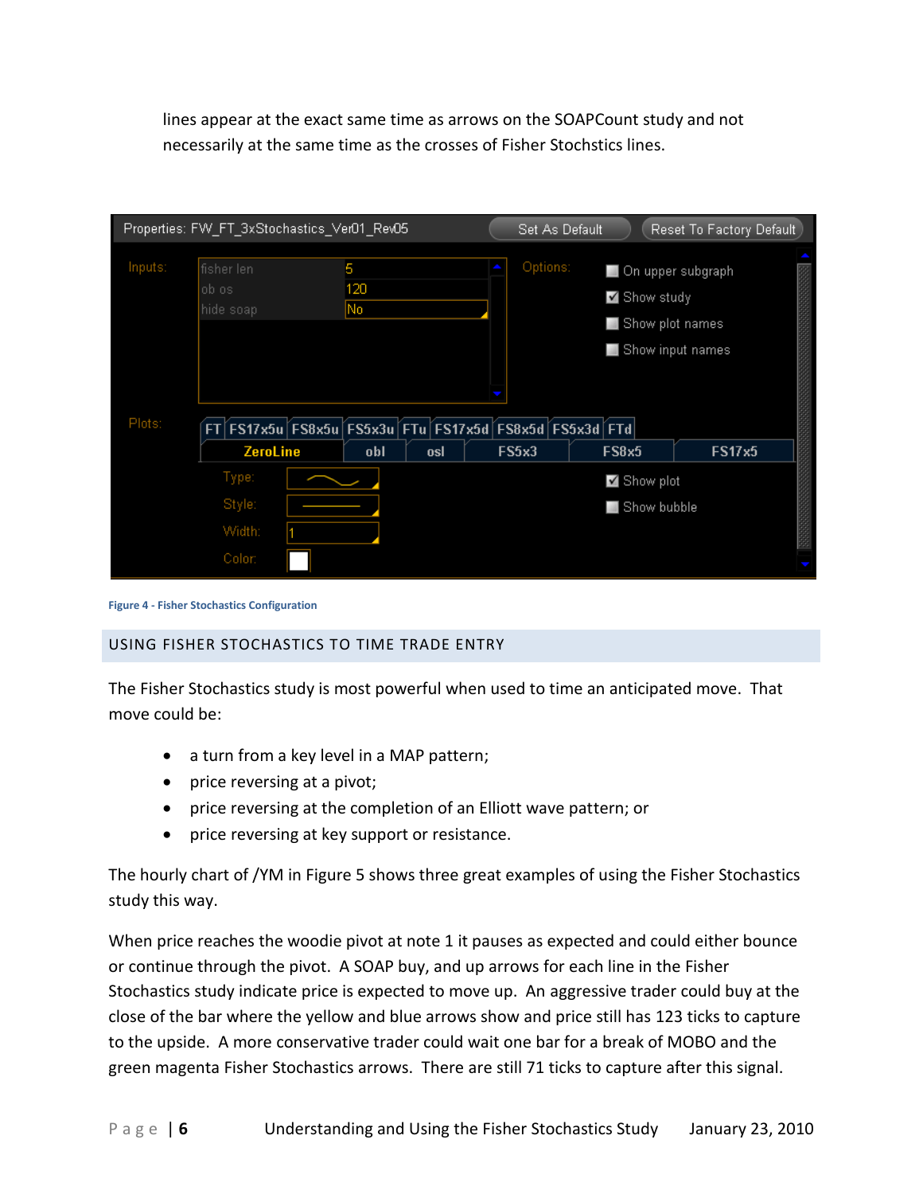lines appear at the exact same time as arrows on the SOAPCount study and not necessarily at the same time as the crosses of Fisher Stochstics lines.

Figure 4 - Fisher Stochastics Configuration

## USING FISHER STOCHASTICS TO TIME TRADE ENTRY

The Fisher Stochastics study is most powerful when used to time an anticipated move. That move could be:

- a turn from a key level in a MAP pattern;
- price reversing at a pivot;
- price reversing at the completion of an Elliott wave pattern; or
- price reversing at key support or resistance.

The hourly chart of /YM in Figure 5 shows three great examples of using the Fisher Stochastics study this way.

When price reaches the woodie pivot at note 1 it pauses as expected and could either bounce or continue through the pivot. A SOAP buy, and up arrows for each line in the Fisher Stochastics study indicate price is expected to move up. An aggressive trader could buy at the close of the bar where the yellow and blue arrows show and price still has 123 ticks to capture to the upside. A more conservative trader could wait one bar for a break of MOBO and the green magenta Fisher Stochastics arrows. There are still 71 ticks to capture after this signal.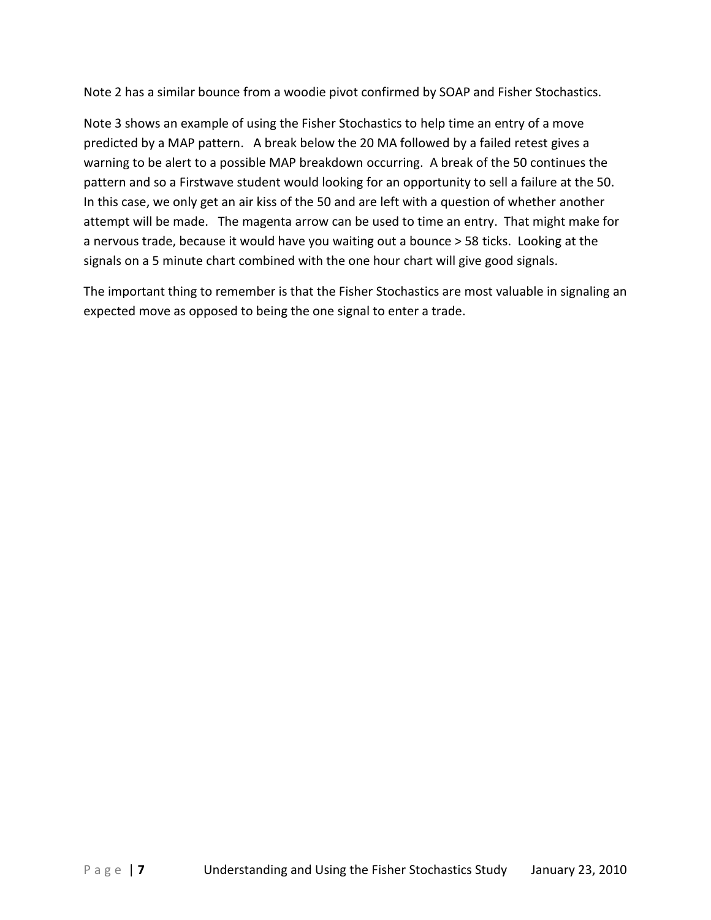Note 2 has a similar bounce from a woodie pivot confirmed by SOAP and Fisher Stochastics.

Note 3 shows an example of using the Fisher Stochastics to help time an entry of a move predicted by a MAP pattern.   A break below the 20 MA followed by a failed retest gives a warning to be alert to a possible MAP breakdown occurring.  A break of the 50 continues the pattern and so a Firstwave student would looking for an opportunity to sell a failure at the 50.  In this case, we only get an air kiss of the 50 and are left with a question of whether another attempt will be made.   The magenta arrow can be used to time an entry.  That might make for a nervous trade, because it would have you waiting out a bounce > 58 ticks.  Looking at the signals on a 5 minute chart combined with the one hour chart will give good signals.

The important thing to remember is that the Fisher Stochastics are most valuable in signaling an expected move as opposed to being the one signal to enter a trade.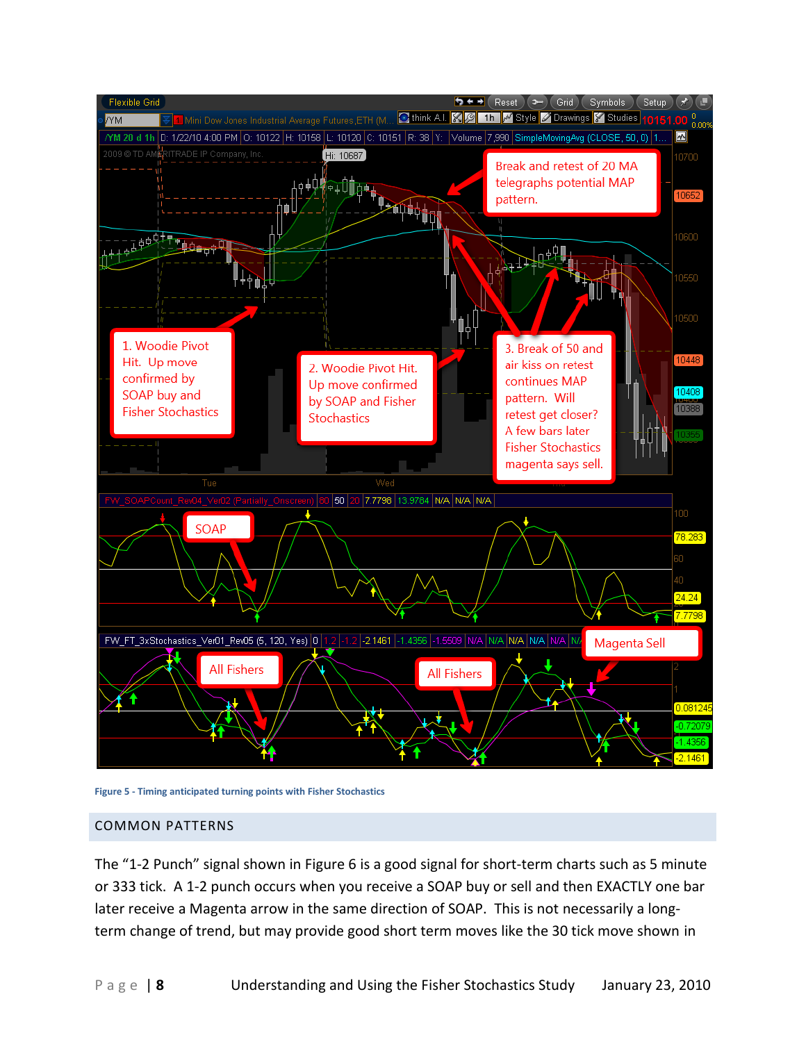Figure 5 - Timing anticipated turning points with Fisher Stochastics

## COMMON PATTERNS

The "1-2 Punch" signal shown in Figure 6 is a good signal for short-term charts such as 5 minute or 333 tick. A 1-2 punch occurs when you receive a SOAP buy or sell and then EXACTLY one bar later receive a Magenta arrow in the same direction of SOAP. This is not necessarily a long-term change of trend, but may provide good short term moves like the 30 tick move shown in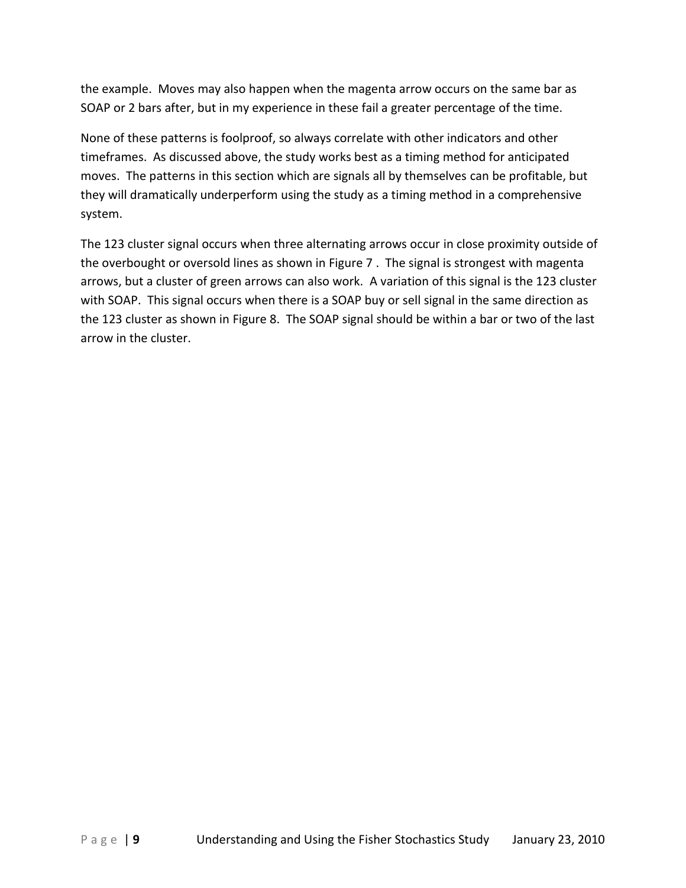the example. Moves may also happen when the magenta arrow occurs on the same bar as SOAP or 2 bars after, but in my experience in these fail a greater percentage of the time.

None of these patterns is foolproof, so always correlate with other indicators and other timeframes. As discussed above, the study works best as a timing method for anticipated moves. The patterns in this section which are signals all by themselves can be profitable, but they will dramatically underperform using the study as a timing method in a comprehensive system.

The 123 cluster signal occurs when three alternating arrows occur in close proximity outside of the overbought or oversold lines as shown in Figure 7 . The signal is strongest with magenta arrows, but a cluster of green arrows can also work. A variation of this signal is the 123 cluster with SOAP. This signal occurs when there is a SOAP buy or sell signal in the same direction as the 123 cluster as shown in Figure 8. The SOAP signal should be within a bar or two of the last arrow in the cluster.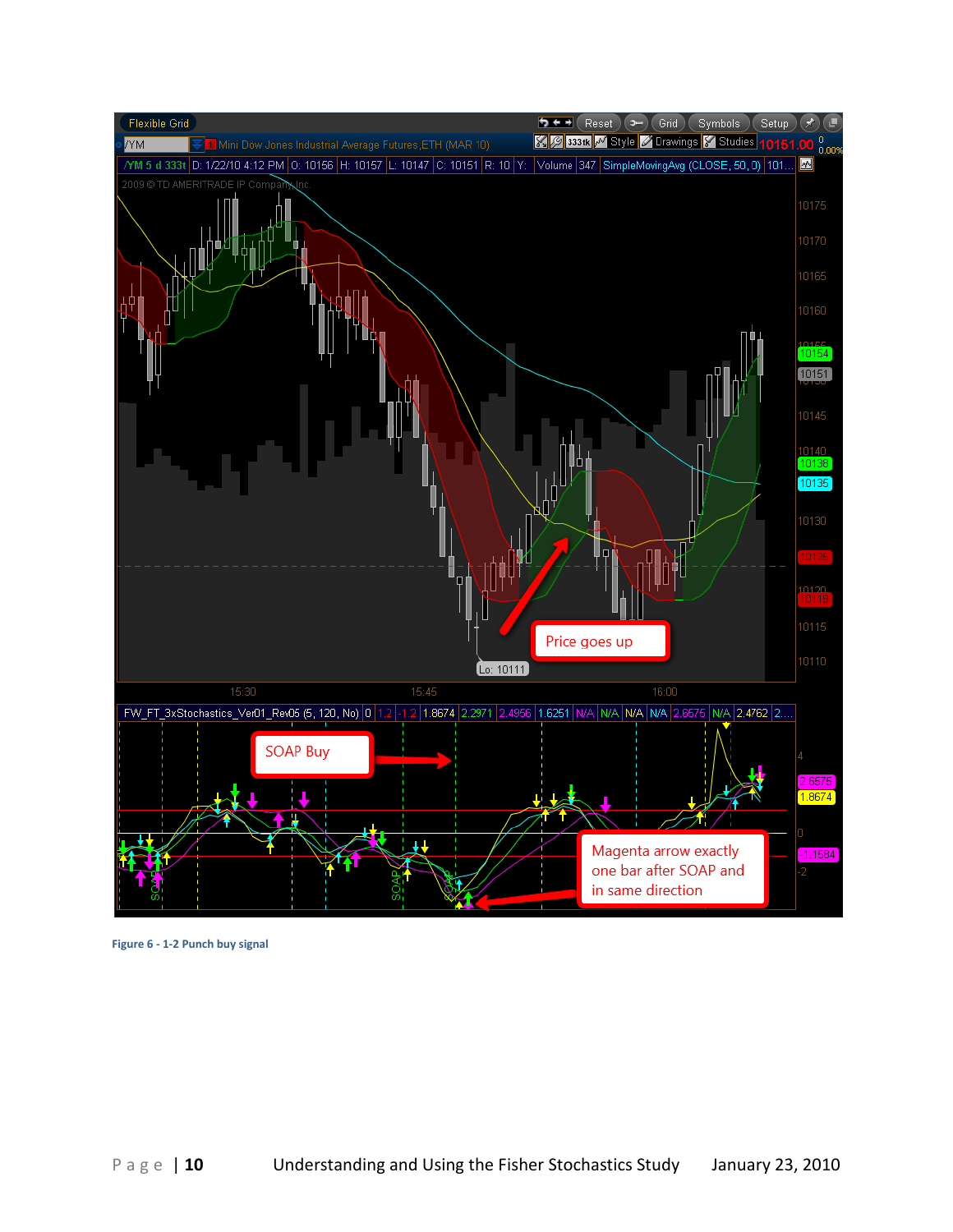Figure 6 - 1-2 Punch buy signal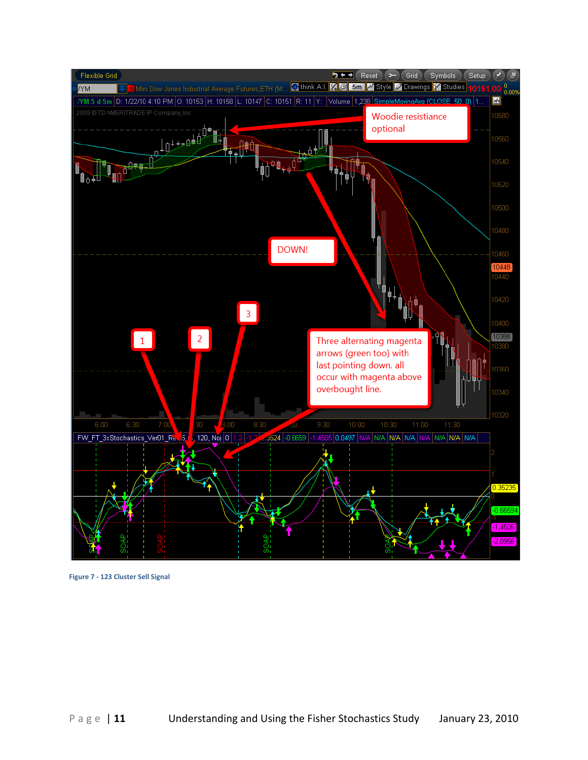Figure 7 - 123 Cluster Sell Signal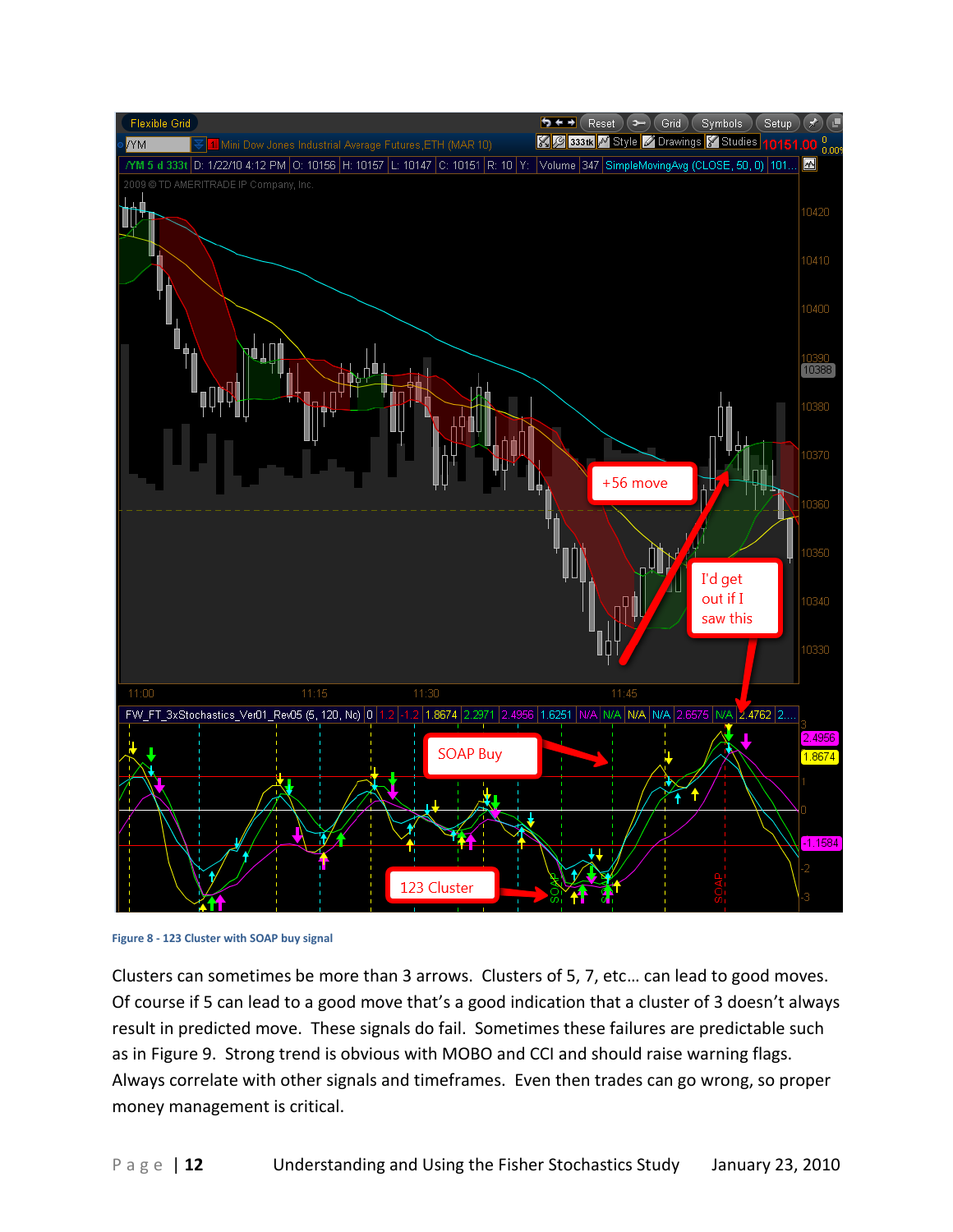Figure 8 - 123 Cluster with SOAP buy signal

Clusters can sometimes be more than 3 arrows. Clusters of 5, 7, etc… can lead to good moves. Of course if 5 can lead to a good move that's a good indication that a cluster of 3 doesn't always result in predicted move. These signals do fail. Sometimes these failures are predictable such as in Figure 9. Strong trend is obvious with MOBO and CCI and should raise warning flags. Always correlate with other signals and timeframes. Even then trades can go wrong, so proper money management is critical.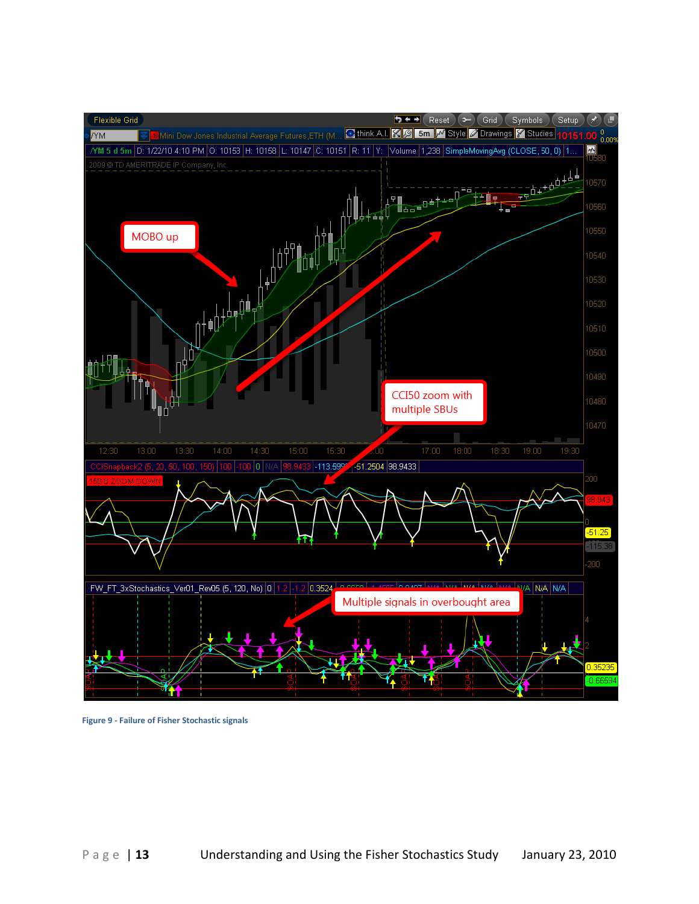MOBO up

CCI50 zoom with multiple SBUs

Multiple signals in overbought area

Figure 9 - Failure of Fisher Stochastic signals